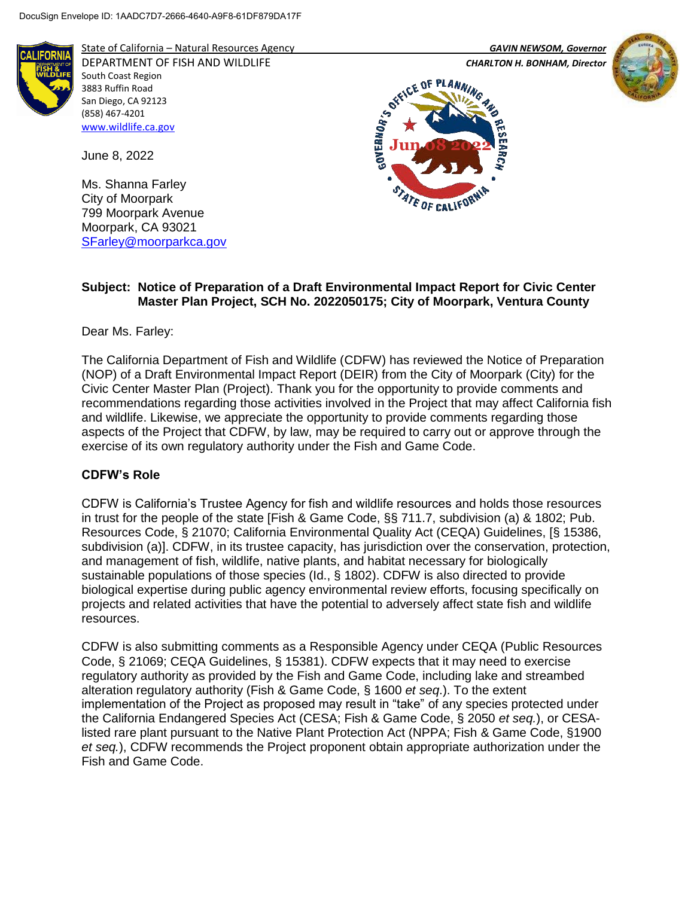DocuSign Envelope ID: 1AADC7D7-2666-4640-A9F8-61DF879DA17F

State of California – Natural Resources Agency
DEPARTMENT OF FISH AND WILDLIFE
South Coast Region
3883 Ruffin Road
San Diego, CA 92123
(858) 467-4201
www.wildlife.ca.gov

*GAVIN NEWSOM, Governor*
*CHARLTON H. BONHAM, Director*

GOVERNOR'S OFFICE OF PLANNING AND RESEARCH
Jun 08 2022
STATE OF CALIFORNIA

June 8, 2022

Ms. Shanna Farley
City of Moorpark
799 Moorpark Avenue
Moorpark, CA 93021
SFarley@moorparkca.gov

**Subject: Notice of Preparation of a Draft Environmental Impact Report for Civic Center Master Plan Project, SCH No. 2022050175; City of Moorpark, Ventura County**

Dear Ms. Farley:

The California Department of Fish and Wildlife (CDFW) has reviewed the Notice of Preparation (NOP) of a Draft Environmental Impact Report (DEIR) from the City of Moorpark (City) for the Civic Center Master Plan (Project). Thank you for the opportunity to provide comments and recommendations regarding those activities involved in the Project that may affect California fish and wildlife. Likewise, we appreciate the opportunity to provide comments regarding those aspects of the Project that CDFW, by law, may be required to carry out or approve through the exercise of its own regulatory authority under the Fish and Game Code.

## CDFW's Role

CDFW is California's Trustee Agency for fish and wildlife resources and holds those resources in trust for the people of the state [Fish & Game Code, §§ 711.7, subdivision (a) & 1802; Pub. Resources Code, § 21070; California Environmental Quality Act (CEQA) Guidelines, [§ 15386, subdivision (a)]. CDFW, in its trustee capacity, has jurisdiction over the conservation, protection, and management of fish, wildlife, native plants, and habitat necessary for biologically sustainable populations of those species (Id., § 1802). CDFW is also directed to provide biological expertise during public agency environmental review efforts, focusing specifically on projects and related activities that have the potential to adversely affect state fish and wildlife resources.

CDFW is also submitting comments as a Responsible Agency under CEQA (Public Resources Code, § 21069; CEQA Guidelines, § 15381). CDFW expects that it may need to exercise regulatory authority as provided by the Fish and Game Code, including lake and streambed alteration regulatory authority (Fish & Game Code, § 1600 *et seq*.). To the extent implementation of the Project as proposed may result in "take" of any species protected under the California Endangered Species Act (CESA; Fish & Game Code, § 2050 *et seq.*), or CESA-listed rare plant pursuant to the Native Plant Protection Act (NPPA; Fish & Game Code, §1900 *et seq.*), CDFW recommends the Project proponent obtain appropriate authorization under the Fish and Game Code.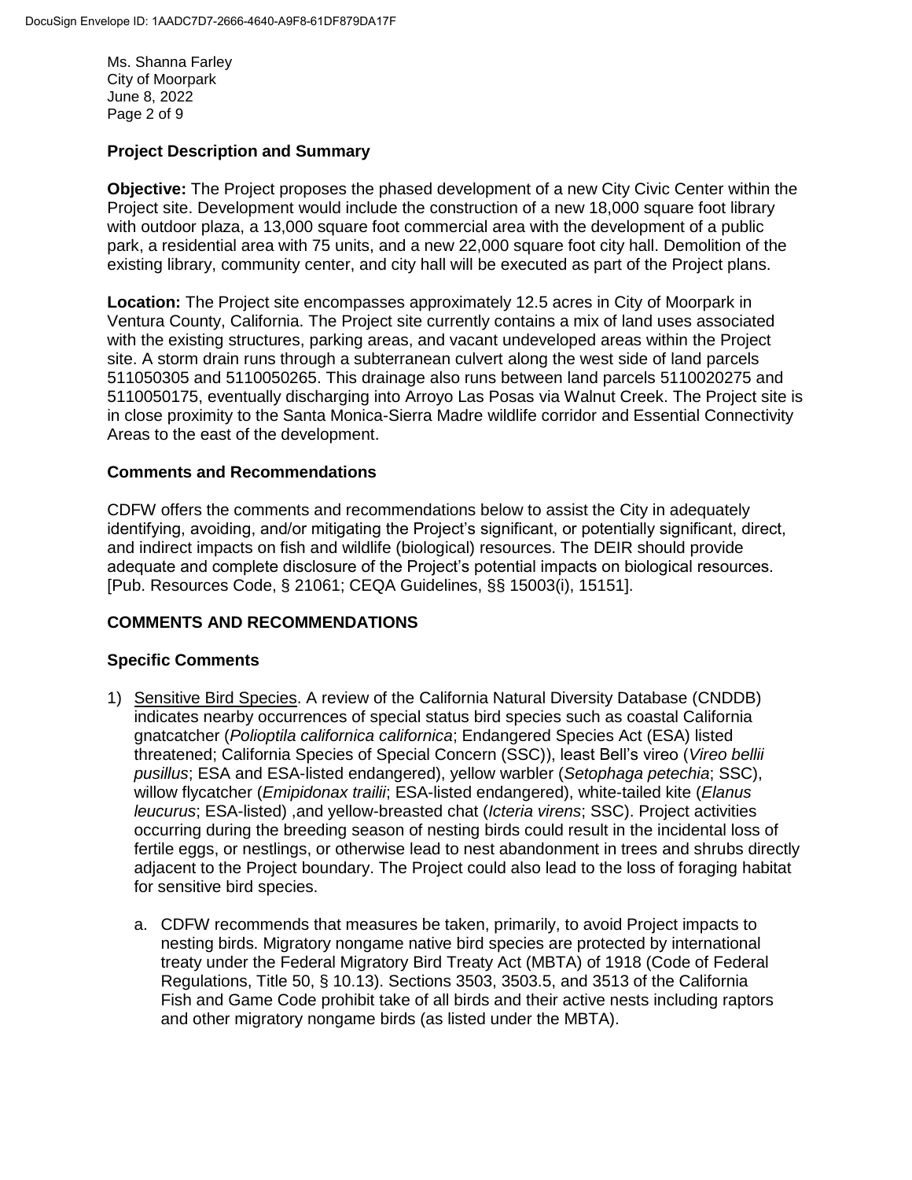Ms. Shanna Farley
City of Moorpark
June 8, 2022

**Project Description and Summary**

**Objective:** The Project proposes the phased development of a new City Civic Center within the Project site. Development would include the construction of a new 18,000 square foot library with outdoor plaza, a 13,000 square foot commercial area with the development of a public park, a residential area with 75 units, and a new 22,000 square foot city hall. Demolition of the existing library, community center, and city hall will be executed as part of the Project plans.

**Location:** The Project site encompasses approximately 12.5 acres in City of Moorpark in Ventura County, California. The Project site currently contains a mix of land uses associated with the existing structures, parking areas, and vacant undeveloped areas within the Project site. A storm drain runs through a subterranean culvert along the west side of land parcels 511050305 and 5110050265. This drainage also runs between land parcels 5110020275 and 5110050175, eventually discharging into Arroyo Las Posas via Walnut Creek. The Project site is in close proximity to the Santa Monica-Sierra Madre wildlife corridor and Essential Connectivity Areas to the east of the development.

**Comments and Recommendations**

CDFW offers the comments and recommendations below to assist the City in adequately identifying, avoiding, and/or mitigating the Project's significant, or potentially significant, direct, and indirect impacts on fish and wildlife (biological) resources. The DEIR should provide adequate and complete disclosure of the Project's potential impacts on biological resources. [Pub. Resources Code, § 21061; CEQA Guidelines, §§ 15003(i), 15151].

## COMMENTS AND RECOMMENDATIONS

**Specific Comments**

1) Sensitive Bird Species. A review of the California Natural Diversity Database (CNDDB) indicates nearby occurrences of special status bird species such as coastal California gnatcatcher (*Polioptila californica californica*; Endangered Species Act (ESA) listed threatened; California Species of Special Concern (SSC)), least Bell's vireo (*Vireo bellii pusillus*; ESA and ESA-listed endangered), yellow warbler (*Setophaga petechia*; SSC), willow flycatcher (*Emipidonax trailii*; ESA-listed endangered), white-tailed kite (*Elanus leucurus*; ESA-listed) ,and yellow-breasted chat (*Icteria virens*; SSC). Project activities occurring during the breeding season of nesting birds could result in the incidental loss of fertile eggs, or nestlings, or otherwise lead to nest abandonment in trees and shrubs directly adjacent to the Project boundary. The Project could also lead to the loss of foraging habitat for sensitive bird species.

    a. CDFW recommends that measures be taken, primarily, to avoid Project impacts to nesting birds. Migratory nongame native bird species are protected by international treaty under the Federal Migratory Bird Treaty Act (MBTA) of 1918 (Code of Federal Regulations, Title 50, § 10.13). Sections 3503, 3503.5, and 3513 of the California Fish and Game Code prohibit take of all birds and their active nests including raptors and other migratory nongame birds (as listed under the MBTA).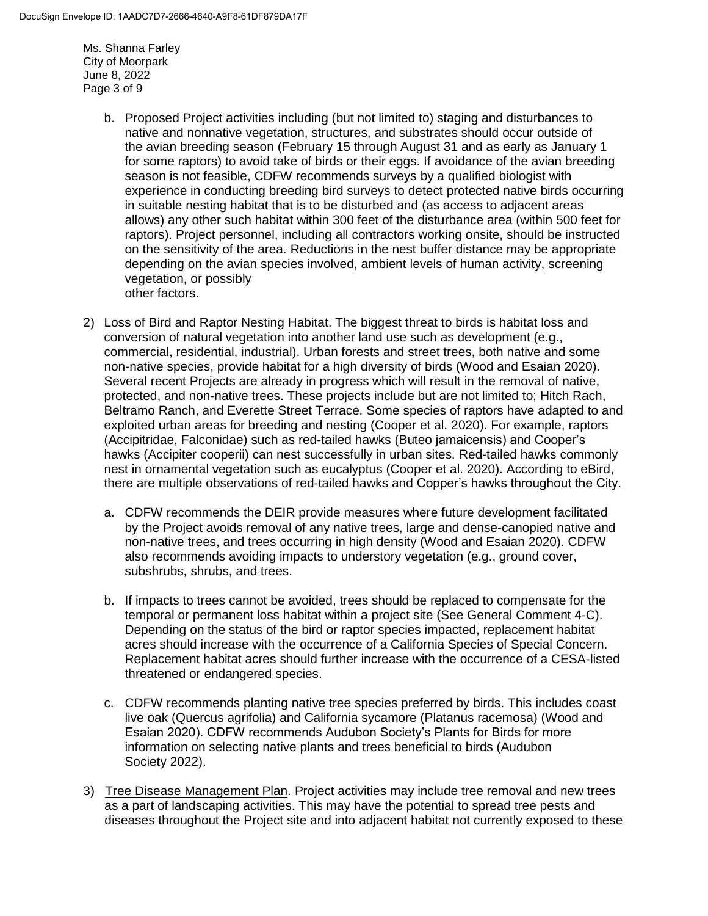b. Proposed Project activities including (but not limited to) staging and disturbances to native and nonnative vegetation, structures, and substrates should occur outside of the avian breeding season (February 15 through August 31 and as early as January 1 for some raptors) to avoid take of birds or their eggs. If avoidance of the avian breeding season is not feasible, CDFW recommends surveys by a qualified biologist with experience in conducting breeding bird surveys to detect protected native birds occurring in suitable nesting habitat that is to be disturbed and (as access to adjacent areas allows) any other such habitat within 300 feet of the disturbance area (within 500 feet for raptors). Project personnel, including all contractors working onsite, should be instructed on the sensitivity of the area. Reductions in the nest buffer distance may be appropriate depending on the avian species involved, ambient levels of human activity, screening vegetation, or possibly other factors.

2) Loss of Bird and Raptor Nesting Habitat. The biggest threat to birds is habitat loss and conversion of natural vegetation into another land use such as development (e.g., commercial, residential, industrial). Urban forests and street trees, both native and some non-native species, provide habitat for a high diversity of birds (Wood and Esaian 2020). Several recent Projects are already in progress which will result in the removal of native, protected, and non-native trees. These projects include but are not limited to; Hitch Rach, Beltramo Ranch, and Everette Street Terrace. Some species of raptors have adapted to and exploited urban areas for breeding and nesting (Cooper et al. 2020). For example, raptors (Accipitridae, Falconidae) such as red-tailed hawks (Buteo jamaicensis) and Cooper's hawks (Accipiter cooperii) can nest successfully in urban sites. Red-tailed hawks commonly nest in ornamental vegetation such as eucalyptus (Cooper et al. 2020). According to eBird, there are multiple observations of red-tailed hawks and Copper's hawks throughout the City.

   a. CDFW recommends the DEIR provide measures where future development facilitated by the Project avoids removal of any native trees, large and dense-canopied native and non-native trees, and trees occurring in high density (Wood and Esaian 2020). CDFW also recommends avoiding impacts to understory vegetation (e.g., ground cover, subshrubs, shrubs, and trees.

   b. If impacts to trees cannot be avoided, trees should be replaced to compensate for the temporal or permanent loss habitat within a project site (See General Comment 4-C). Depending on the status of the bird or raptor species impacted, replacement habitat acres should increase with the occurrence of a California Species of Special Concern. Replacement habitat acres should further increase with the occurrence of a CESA-listed threatened or endangered species.

   c. CDFW recommends planting native tree species preferred by birds. This includes coast live oak (Quercus agrifolia) and California sycamore (Platanus racemosa) (Wood and Esaian 2020). CDFW recommends Audubon Society's Plants for Birds for more information on selecting native plants and trees beneficial to birds (Audubon Society 2022).

3) Tree Disease Management Plan. Project activities may include tree removal and new trees as a part of landscaping activities. This may have the potential to spread tree pests and diseases throughout the Project site and into adjacent habitat not currently exposed to these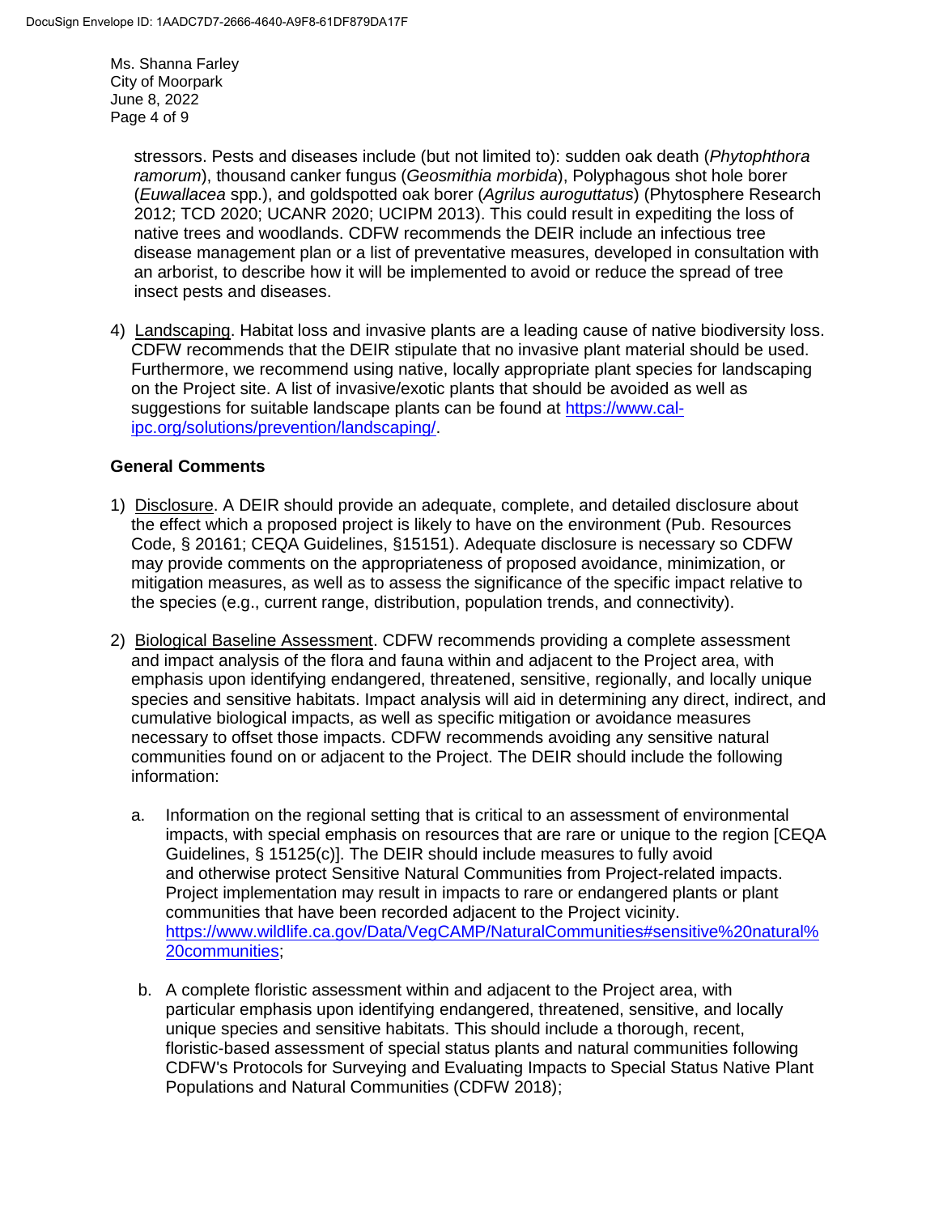stressors. Pests and diseases include (but not limited to): sudden oak death (*Phytophthora ramorum*), thousand canker fungus (*Geosmithia morbida*), Polyphagous shot hole borer (*Euwallacea* spp.), and goldspotted oak borer (*Agrilus auroguttatus*) (Phytosphere Research 2012; TCD 2020; UCANR 2020; UCIPM 2013). This could result in expediting the loss of native trees and woodlands. CDFW recommends the DEIR include an infectious tree disease management plan or a list of preventative measures, developed in consultation with an arborist, to describe how it will be implemented to avoid or reduce the spread of tree insect pests and diseases.

4) Landscaping. Habitat loss and invasive plants are a leading cause of native biodiversity loss. CDFW recommends that the DEIR stipulate that no invasive plant material should be used. Furthermore, we recommend using native, locally appropriate plant species for landscaping on the Project site. A list of invasive/exotic plants that should be avoided as well as suggestions for suitable landscape plants can be found at https://www.cal-ipc.org/solutions/prevention/landscaping/.

**General Comments**

1) Disclosure. A DEIR should provide an adequate, complete, and detailed disclosure about the effect which a proposed project is likely to have on the environment (Pub. Resources Code, § 20161; CEQA Guidelines, §15151). Adequate disclosure is necessary so CDFW may provide comments on the appropriateness of proposed avoidance, minimization, or mitigation measures, as well as to assess the significance of the specific impact relative to the species (e.g., current range, distribution, population trends, and connectivity).

2) Biological Baseline Assessment. CDFW recommends providing a complete assessment and impact analysis of the flora and fauna within and adjacent to the Project area, with emphasis upon identifying endangered, threatened, sensitive, regionally, and locally unique species and sensitive habitats. Impact analysis will aid in determining any direct, indirect, and cumulative biological impacts, as well as specific mitigation or avoidance measures necessary to offset those impacts. CDFW recommends avoiding any sensitive natural communities found on or adjacent to the Project. The DEIR should include the following information:

   a. Information on the regional setting that is critical to an assessment of environmental impacts, with special emphasis on resources that are rare or unique to the region [CEQA Guidelines, § 15125(c)]. The DEIR should include measures to fully avoid and otherwise protect Sensitive Natural Communities from Project-related impacts. Project implementation may result in impacts to rare or endangered plants or plant communities that have been recorded adjacent to the Project vicinity. https://www.wildlife.ca.gov/Data/VegCAMP/NaturalCommunities#sensitive%20natural%20communities;

   b. A complete floristic assessment within and adjacent to the Project area, with particular emphasis upon identifying endangered, threatened, sensitive, and locally unique species and sensitive habitats. This should include a thorough, recent, floristic-based assessment of special status plants and natural communities following CDFW's Protocols for Surveying and Evaluating Impacts to Special Status Native Plant Populations and Natural Communities (CDFW 2018);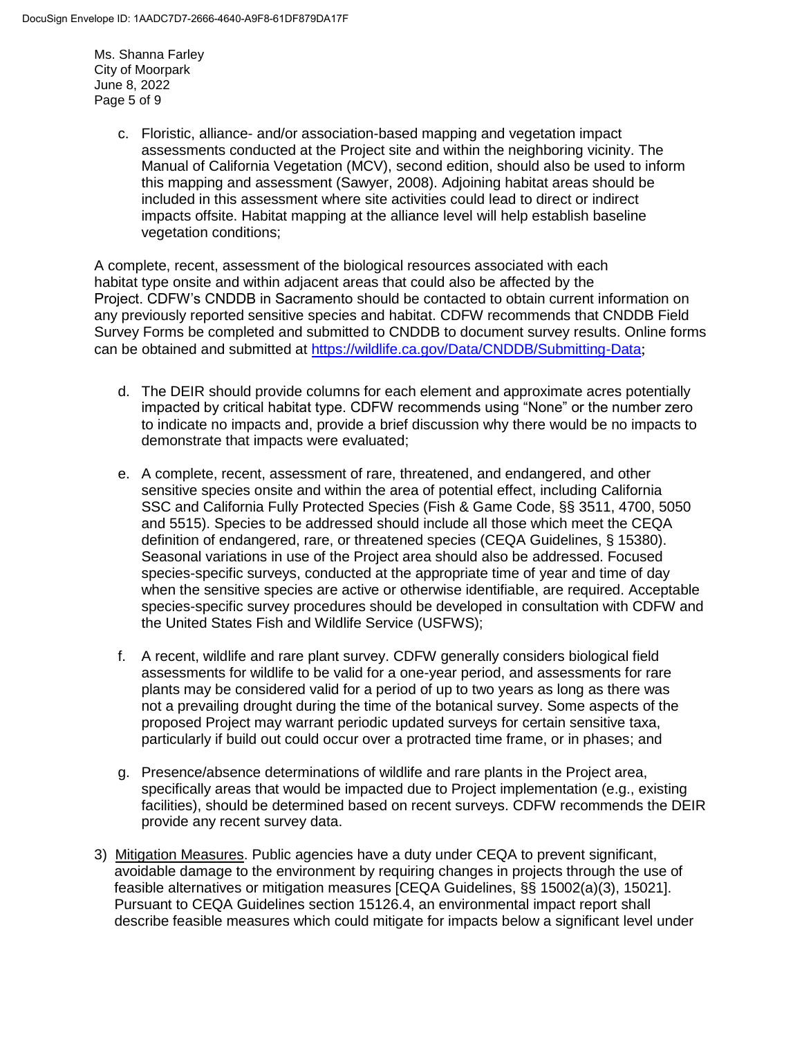c. Floristic, alliance- and/or association-based mapping and vegetation impact assessments conducted at the Project site and within the neighboring vicinity. The Manual of California Vegetation (MCV), second edition, should also be used to inform this mapping and assessment (Sawyer, 2008). Adjoining habitat areas should be included in this assessment where site activities could lead to direct or indirect impacts offsite. Habitat mapping at the alliance level will help establish baseline vegetation conditions;

A complete, recent, assessment of the biological resources associated with each habitat type onsite and within adjacent areas that could also be affected by the Project. CDFW's CNDDB in Sacramento should be contacted to obtain current information on any previously reported sensitive species and habitat. CDFW recommends that CNDDB Field Survey Forms be completed and submitted to CNDDB to document survey results. Online forms can be obtained and submitted at https://wildlife.ca.gov/Data/CNDDB/Submitting-Data;

d. The DEIR should provide columns for each element and approximate acres potentially impacted by critical habitat type. CDFW recommends using "None" or the number zero to indicate no impacts and, provide a brief discussion why there would be no impacts to demonstrate that impacts were evaluated;

e. A complete, recent, assessment of rare, threatened, and endangered, and other sensitive species onsite and within the area of potential effect, including California SSC and California Fully Protected Species (Fish & Game Code, §§ 3511, 4700, 5050 and 5515). Species to be addressed should include all those which meet the CEQA definition of endangered, rare, or threatened species (CEQA Guidelines, § 15380). Seasonal variations in use of the Project area should also be addressed. Focused species-specific surveys, conducted at the appropriate time of year and time of day when the sensitive species are active or otherwise identifiable, are required. Acceptable species-specific survey procedures should be developed in consultation with CDFW and the United States Fish and Wildlife Service (USFWS);

f. A recent, wildlife and rare plant survey. CDFW generally considers biological field assessments for wildlife to be valid for a one-year period, and assessments for rare plants may be considered valid for a period of up to two years as long as there was not a prevailing drought during the time of the botanical survey. Some aspects of the proposed Project may warrant periodic updated surveys for certain sensitive taxa, particularly if build out could occur over a protracted time frame, or in phases; and

g. Presence/absence determinations of wildlife and rare plants in the Project area, specifically areas that would be impacted due to Project implementation (e.g., existing facilities), should be determined based on recent surveys. CDFW recommends the DEIR provide any recent survey data.

3) Mitigation Measures. Public agencies have a duty under CEQA to prevent significant, avoidable damage to the environment by requiring changes in projects through the use of feasible alternatives or mitigation measures [CEQA Guidelines, §§ 15002(a)(3), 15021]. Pursuant to CEQA Guidelines section 15126.4, an environmental impact report shall describe feasible measures which could mitigate for impacts below a significant level under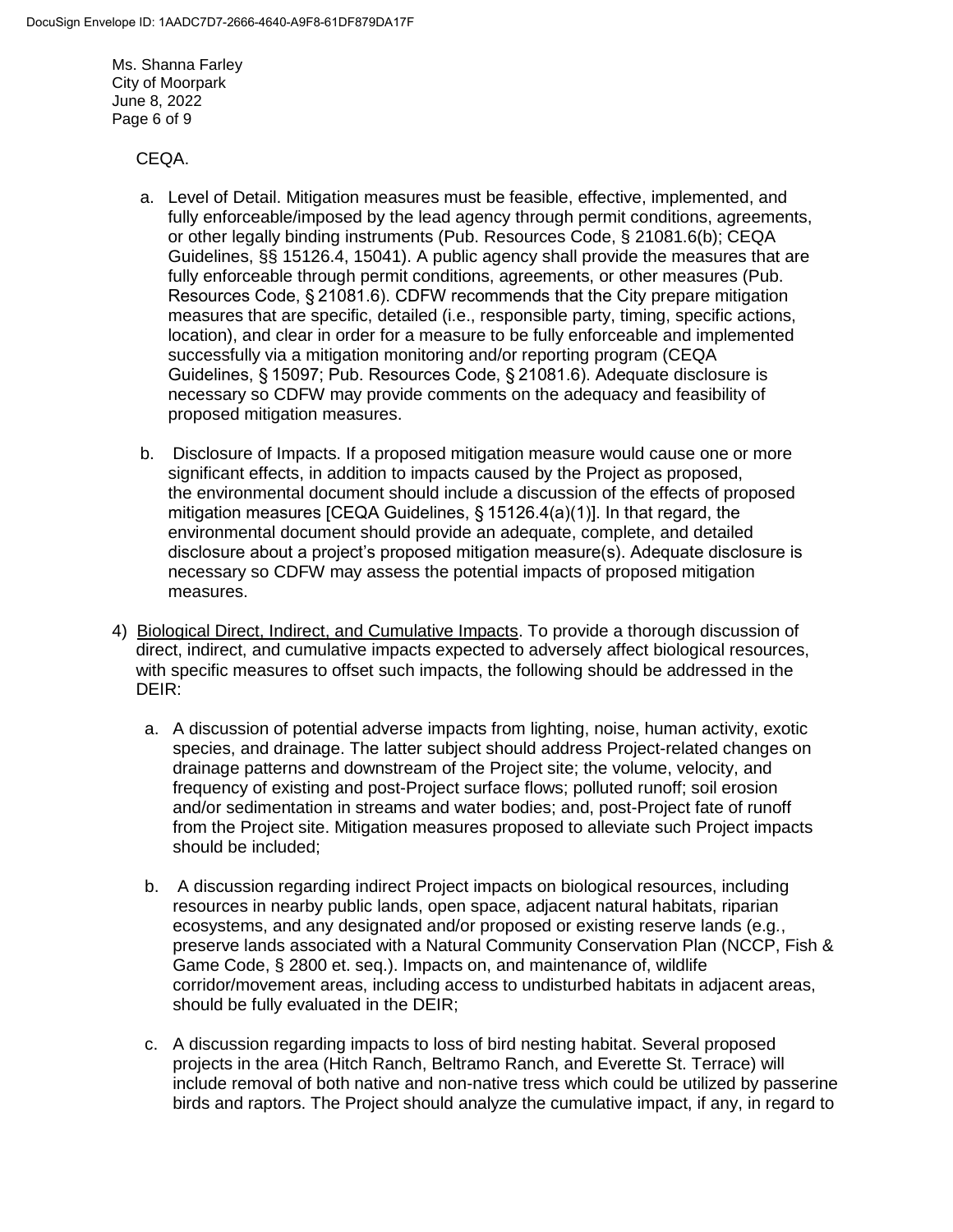CEQA.

a. Level of Detail. Mitigation measures must be feasible, effective, implemented, and fully enforceable/imposed by the lead agency through permit conditions, agreements, or other legally binding instruments (Pub. Resources Code, § 21081.6(b); CEQA Guidelines, §§ 15126.4, 15041). A public agency shall provide the measures that are fully enforceable through permit conditions, agreements, or other measures (Pub. Resources Code, § 21081.6). CDFW recommends that the City prepare mitigation measures that are specific, detailed (i.e., responsible party, timing, specific actions, location), and clear in order for a measure to be fully enforceable and implemented successfully via a mitigation monitoring and/or reporting program (CEQA Guidelines, § 15097; Pub. Resources Code, § 21081.6). Adequate disclosure is necessary so CDFW may provide comments on the adequacy and feasibility of proposed mitigation measures.

b. Disclosure of Impacts. If a proposed mitigation measure would cause one or more significant effects, in addition to impacts caused by the Project as proposed, the environmental document should include a discussion of the effects of proposed mitigation measures [CEQA Guidelines, § 15126.4(a)(1)]. In that regard, the environmental document should provide an adequate, complete, and detailed disclosure about a project's proposed mitigation measure(s). Adequate disclosure is necessary so CDFW may assess the potential impacts of proposed mitigation measures.

4) <u>Biological Direct, Indirect, and Cumulative Impacts</u>. To provide a thorough discussion of direct, indirect, and cumulative impacts expected to adversely affect biological resources, with specific measures to offset such impacts, the following should be addressed in the DEIR:

   a. A discussion of potential adverse impacts from lighting, noise, human activity, exotic species, and drainage. The latter subject should address Project-related changes on drainage patterns and downstream of the Project site; the volume, velocity, and frequency of existing and post-Project surface flows; polluted runoff; soil erosion and/or sedimentation in streams and water bodies; and, post-Project fate of runoff from the Project site. Mitigation measures proposed to alleviate such Project impacts should be included;

   b. A discussion regarding indirect Project impacts on biological resources, including resources in nearby public lands, open space, adjacent natural habitats, riparian ecosystems, and any designated and/or proposed or existing reserve lands (e.g., preserve lands associated with a Natural Community Conservation Plan (NCCP, Fish & Game Code, § 2800 et. seq.). Impacts on, and maintenance of, wildlife corridor/movement areas, including access to undisturbed habitats in adjacent areas, should be fully evaluated in the DEIR;

   c. A discussion regarding impacts to loss of bird nesting habitat. Several proposed projects in the area (Hitch Ranch, Beltramo Ranch, and Everette St. Terrace) will include removal of both native and non-native tress which could be utilized by passerine birds and raptors. The Project should analyze the cumulative impact, if any, in regard to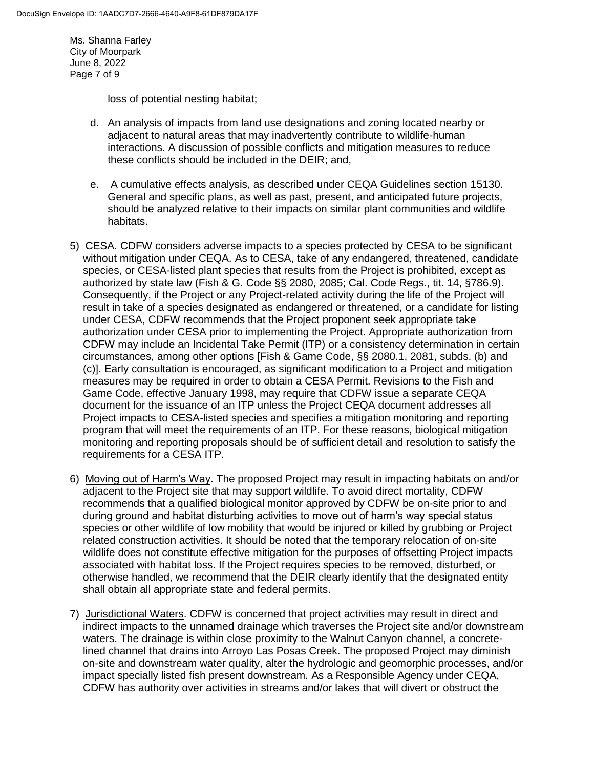loss of potential nesting habitat;

d. An analysis of impacts from land use designations and zoning located nearby or adjacent to natural areas that may inadvertently contribute to wildlife-human interactions. A discussion of possible conflicts and mitigation measures to reduce these conflicts should be included in the DEIR; and,

e. A cumulative effects analysis, as described under CEQA Guidelines section 15130. General and specific plans, as well as past, present, and anticipated future projects, should be analyzed relative to their impacts on similar plant communities and wildlife habitats.

5) CESA. CDFW considers adverse impacts to a species protected by CESA to be significant without mitigation under CEQA. As to CESA, take of any endangered, threatened, candidate species, or CESA-listed plant species that results from the Project is prohibited, except as authorized by state law (Fish & G. Code §§ 2080, 2085; Cal. Code Regs., tit. 14, §786.9). Consequently, if the Project or any Project-related activity during the life of the Project will result in take of a species designated as endangered or threatened, or a candidate for listing under CESA, CDFW recommends that the Project proponent seek appropriate take authorization under CESA prior to implementing the Project. Appropriate authorization from CDFW may include an Incidental Take Permit (ITP) or a consistency determination in certain circumstances, among other options [Fish & Game Code, §§ 2080.1, 2081, subds. (b) and (c)]. Early consultation is encouraged, as significant modification to a Project and mitigation measures may be required in order to obtain a CESA Permit. Revisions to the Fish and Game Code, effective January 1998, may require that CDFW issue a separate CEQA document for the issuance of an ITP unless the Project CEQA document addresses all Project impacts to CESA-listed species and specifies a mitigation monitoring and reporting program that will meet the requirements of an ITP. For these reasons, biological mitigation monitoring and reporting proposals should be of sufficient detail and resolution to satisfy the requirements for a CESA ITP.

6) Moving out of Harm's Way. The proposed Project may result in impacting habitats on and/or adjacent to the Project site that may support wildlife. To avoid direct mortality, CDFW recommends that a qualified biological monitor approved by CDFW be on-site prior to and during ground and habitat disturbing activities to move out of harm's way special status species or other wildlife of low mobility that would be injured or killed by grubbing or Project related construction activities. It should be noted that the temporary relocation of on-site wildlife does not constitute effective mitigation for the purposes of offsetting Project impacts associated with habitat loss. If the Project requires species to be removed, disturbed, or otherwise handled, we recommend that the DEIR clearly identify that the designated entity shall obtain all appropriate state and federal permits.

7) Jurisdictional Waters. CDFW is concerned that project activities may result in direct and indirect impacts to the unnamed drainage which traverses the Project site and/or downstream waters. The drainage is within close proximity to the Walnut Canyon channel, a concrete-lined channel that drains into Arroyo Las Posas Creek. The proposed Project may diminish on-site and downstream water quality, alter the hydrologic and geomorphic processes, and/or impact specially listed fish present downstream. As a Responsible Agency under CEQA, CDFW has authority over activities in streams and/or lakes that will divert or obstruct the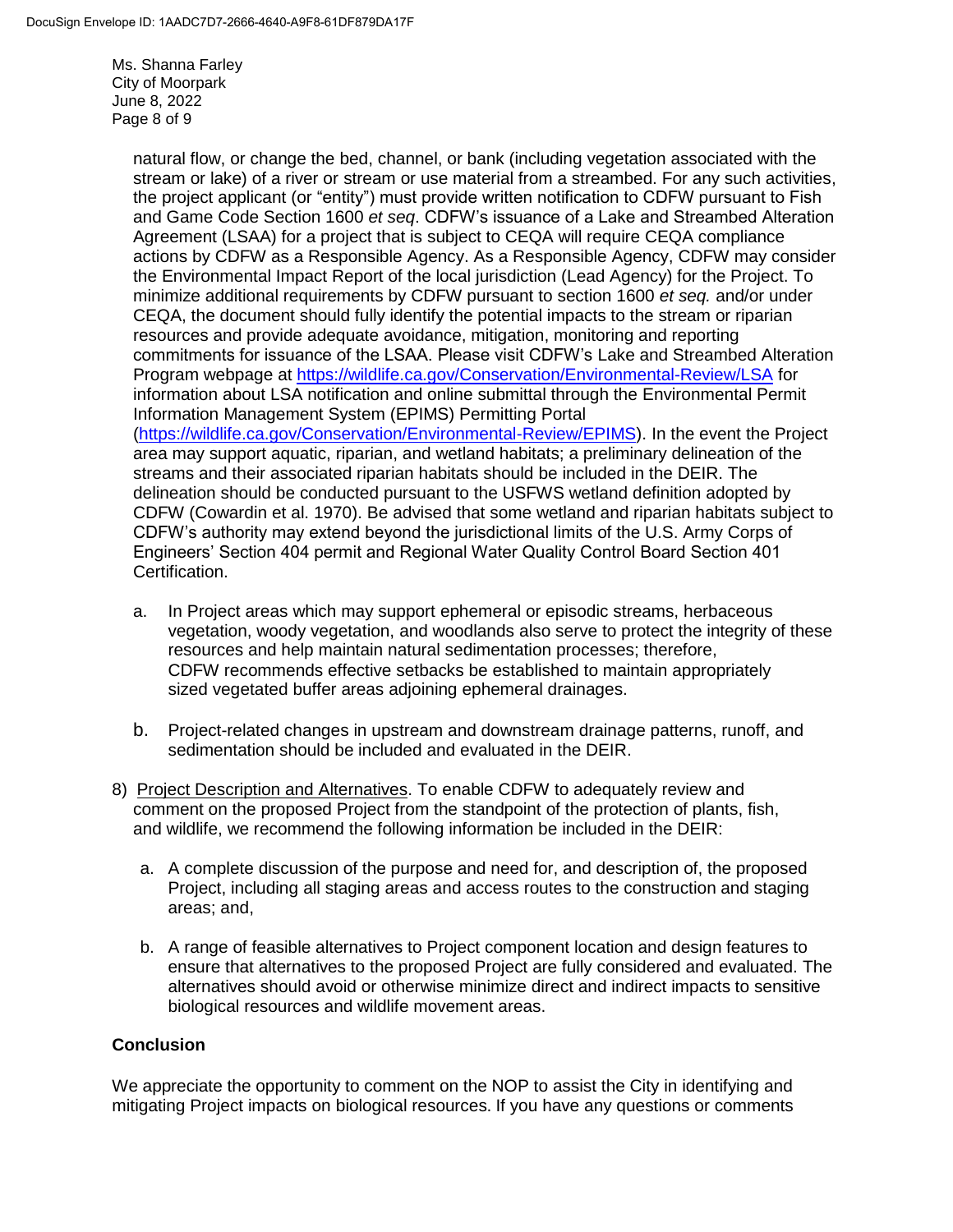natural flow, or change the bed, channel, or bank (including vegetation associated with the stream or lake) of a river or stream or use material from a streambed. For any such activities, the project applicant (or "entity") must provide written notification to CDFW pursuant to Fish and Game Code Section 1600 *et seq*. CDFW's issuance of a Lake and Streambed Alteration Agreement (LSAA) for a project that is subject to CEQA will require CEQA compliance actions by CDFW as a Responsible Agency. As a Responsible Agency, CDFW may consider the Environmental Impact Report of the local jurisdiction (Lead Agency) for the Project. To minimize additional requirements by CDFW pursuant to section 1600 *et seq.* and/or under CEQA, the document should fully identify the potential impacts to the stream or riparian resources and provide adequate avoidance, mitigation, monitoring and reporting commitments for issuance of the LSAA. Please visit CDFW's Lake and Streambed Alteration Program webpage at https://wildlife.ca.gov/Conservation/Environmental-Review/LSA for information about LSA notification and online submittal through the Environmental Permit Information Management System (EPIMS) Permitting Portal (https://wildlife.ca.gov/Conservation/Environmental-Review/EPIMS). In the event the Project area may support aquatic, riparian, and wetland habitats; a preliminary delineation of the streams and their associated riparian habitats should be included in the DEIR. The delineation should be conducted pursuant to the USFWS wetland definition adopted by CDFW (Cowardin et al. 1970). Be advised that some wetland and riparian habitats subject to CDFW's authority may extend beyond the jurisdictional limits of the U.S. Army Corps of Engineers' Section 404 permit and Regional Water Quality Control Board Section 401 Certification.

a. In Project areas which may support ephemeral or episodic streams, herbaceous vegetation, woody vegetation, and woodlands also serve to protect the integrity of these resources and help maintain natural sedimentation processes; therefore, CDFW recommends effective setbacks be established to maintain appropriately sized vegetated buffer areas adjoining ephemeral drainages.

b. Project-related changes in upstream and downstream drainage patterns, runoff, and sedimentation should be included and evaluated in the DEIR.

8) Project Description and Alternatives. To enable CDFW to adequately review and comment on the proposed Project from the standpoint of the protection of plants, fish, and wildlife, we recommend the following information be included in the DEIR:

a. A complete discussion of the purpose and need for, and description of, the proposed Project, including all staging areas and access routes to the construction and staging areas; and,

b. A range of feasible alternatives to Project component location and design features to ensure that alternatives to the proposed Project are fully considered and evaluated. The alternatives should avoid or otherwise minimize direct and indirect impacts to sensitive biological resources and wildlife movement areas.

## Conclusion

We appreciate the opportunity to comment on the NOP to assist the City in identifying and mitigating Project impacts on biological resources. If you have any questions or comments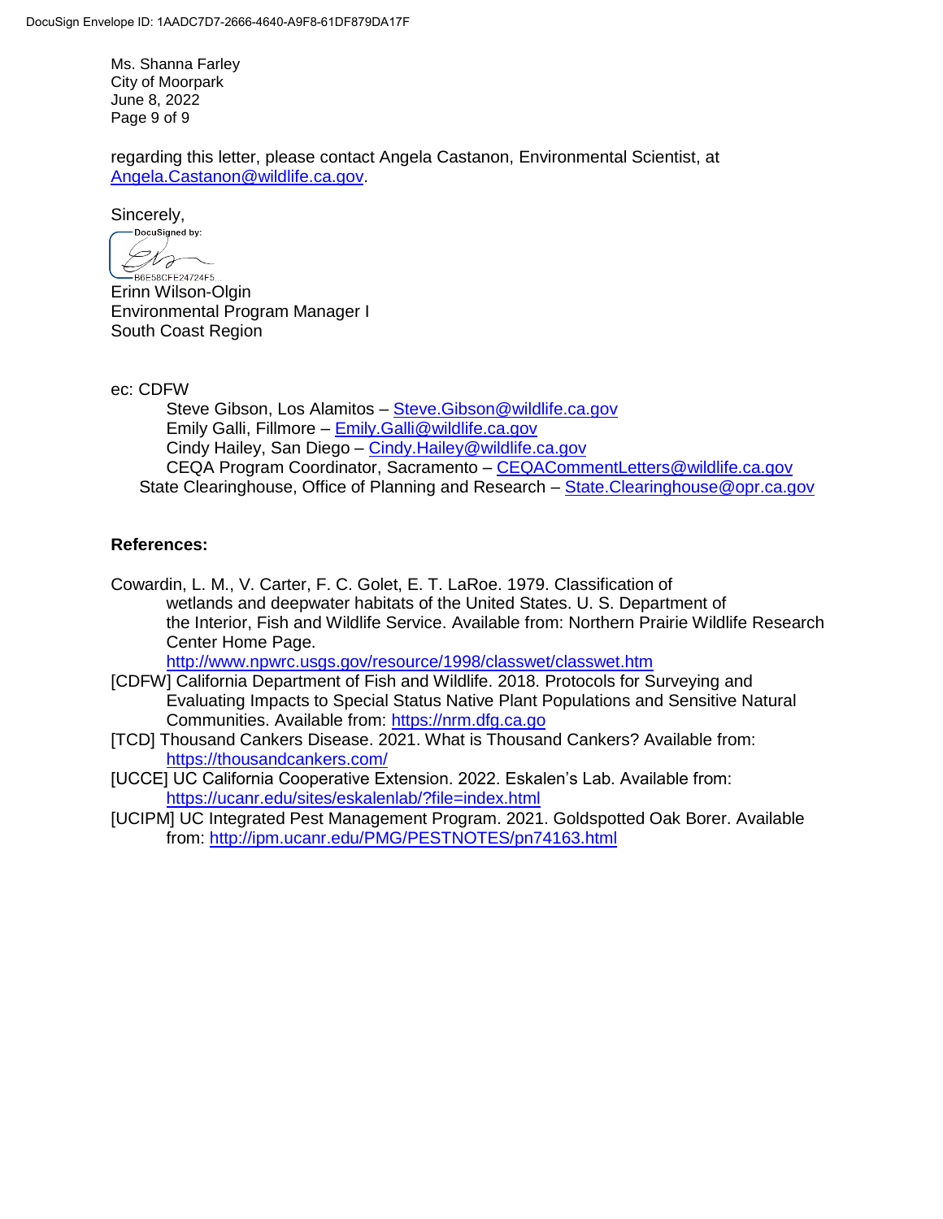regarding this letter, please contact Angela Castanon, Environmental Scientist, at Angela.Castanon@wildlife.ca.gov.

Sincerely,

DocuSigned by:

B6E58CFE24724F5...

Erinn Wilson-Olgin
Environmental Program Manager I
South Coast Region

ec: CDFW

Steve Gibson, Los Alamitos – Steve.Gibson@wildlife.ca.gov
Emily Galli, Fillmore – Emily.Galli@wildlife.ca.gov
Cindy Hailey, San Diego – Cindy.Hailey@wildlife.ca.gov
CEQA Program Coordinator, Sacramento – CEQACommentLetters@wildlife.ca.gov
State Clearinghouse, Office of Planning and Research – State.Clearinghouse@opr.ca.gov

**References:**

Cowardin, L. M., V. Carter, F. C. Golet, E. T. LaRoe. 1979. Classification of wetlands and deepwater habitats of the United States. U. S. Department of the Interior, Fish and Wildlife Service. Available from: Northern Prairie Wildlife Research Center Home Page. http://www.npwrc.usgs.gov/resource/1998/classwet/classwet.htm

[CDFW] California Department of Fish and Wildlife. 2018. Protocols for Surveying and Evaluating Impacts to Special Status Native Plant Populations and Sensitive Natural Communities. Available from: https://nrm.dfg.ca.go

[TCD] Thousand Cankers Disease. 2021. What is Thousand Cankers? Available from: https://thousandcankers.com/

[UCCE] UC California Cooperative Extension. 2022. Eskalen's Lab. Available from: https://ucanr.edu/sites/eskalenlab/?file=index.html

[UCIPM] UC Integrated Pest Management Program. 2021. Goldspotted Oak Borer. Available from: http://ipm.ucanr.edu/PMG/PESTNOTES/pn74163.html